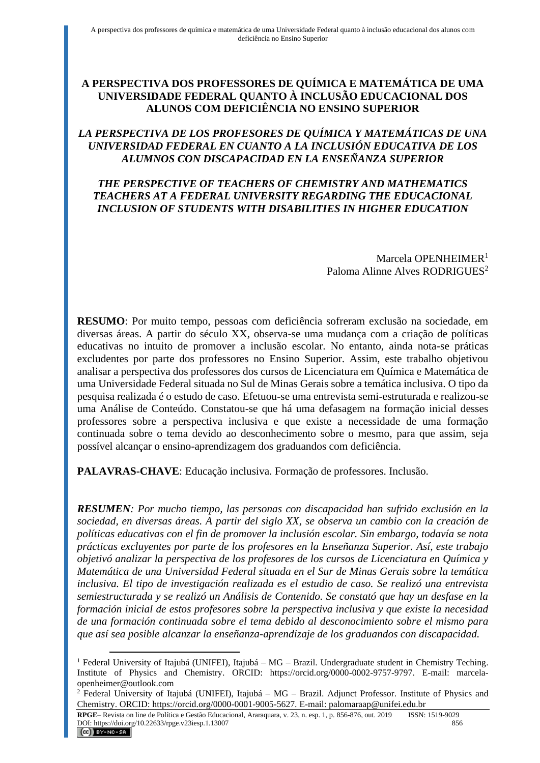# A PERSPECTIVA DOS PROFESSORES DE QUÍMICA E MATEMÁTICA DE UMA UNIVERSIDADE FEDERAL QUANTO À INCLUSÃO EDUCACIONAL DOS ALUNOS COM DEFICIÊNCIA NO ENSINO SUPERIOR

## *LA PERSPECTIVA DE LOS PROFESORES DE QUÍMICA Y MATEMÁTICAS DE UNA UNIVERSIDAD FEDERAL EN CUANTO A LA INCLUSIÓN EDUCATIVA DE LOS ALUMNOS CON DISCAPACIDAD EN LA ENSEÑANZA SUPERIOR*

## *THE PERSPECTIVE OF TEACHERS OF CHEMISTRY AND MATHEMATICS TEACHERS AT A FEDERAL UNIVERSITY REGARDING THE EDUCACIONAL INCLUSION OF STUDENTS WITH DISABILITIES IN HIGHER EDUCATION*

Marcela OPENHEIMER[1]
Paloma Alinne Alves RODRIGUES[2]

**RESUMO**: Por muito tempo, pessoas com deficiência sofreram exclusão na sociedade, em diversas áreas. A partir do século XX, observa-se uma mudança com a criação de políticas educativas no intuito de promover a inclusão escolar. No entanto, ainda nota-se práticas excludentes por parte dos professores no Ensino Superior. Assim, este trabalho objetivou analisar a perspectiva dos professores dos cursos de Licenciatura em Química e Matemática de uma Universidade Federal situada no Sul de Minas Gerais sobre a temática inclusiva. O tipo da pesquisa realizada é o estudo de caso. Efetuou-se uma entrevista semi-estruturada e realizou-se uma Análise de Conteúdo. Constatou-se que há uma defasagem na formação inicial desses professores sobre a perspectiva inclusiva e que existe a necessidade de uma formação continuada sobre o tema devido ao desconhecimento sobre o mesmo, para que assim, seja possível alcançar o ensino-aprendizagem dos graduandos com deficiência.

**PALAVRAS-CHAVE**: Educação inclusiva. Formação de professores. Inclusão.

***RESUMEN**: Por mucho tiempo, las personas con discapacidad han sufrido exclusión en la sociedad, en diversas áreas. A partir del siglo XX, se observa un cambio con la creación de políticas educativas con el fin de promover la inclusión escolar. Sin embargo, todavía se nota prácticas excluyentes por parte de los profesores en la Enseñanza Superior. Así, este trabajo objetivó analizar la perspectiva de los profesores de los cursos de Licenciatura en Química y Matemática de una Universidad Federal situada en el Sur de Minas Gerais sobre la temática inclusiva. El tipo de investigación realizada es el estudio de caso. Se realizó una entrevista semiestructurada y se realizó un Análisis de Contenido. Se constató que hay un desfase en la formación inicial de estos profesores sobre la perspectiva inclusiva y que existe la necesidad de una formación continuada sobre el tema debido al desconocimiento sobre el mismo para que así sea posible alcanzar la enseñanza-aprendizaje de los graduandos con discapacidad.*

---

[1] Federal University of Itajubá (UNIFEI), Itajubá – MG – Brazil. Undergraduate student in Chemistry Teching. Institute of Physics and Chemistry. ORCID: https://orcid.org/0000-0002-9757-9797. E-mail: marcela-openheimer@outlook.com

[2] Federal University of Itajubá (UNIFEI), Itajubá – MG – Brazil. Adjunct Professor. Institute of Physics and Chemistry. ORCID: https://orcid.org/0000-0001-9005-5627. E-mail: palomaraap@unifei.edu.br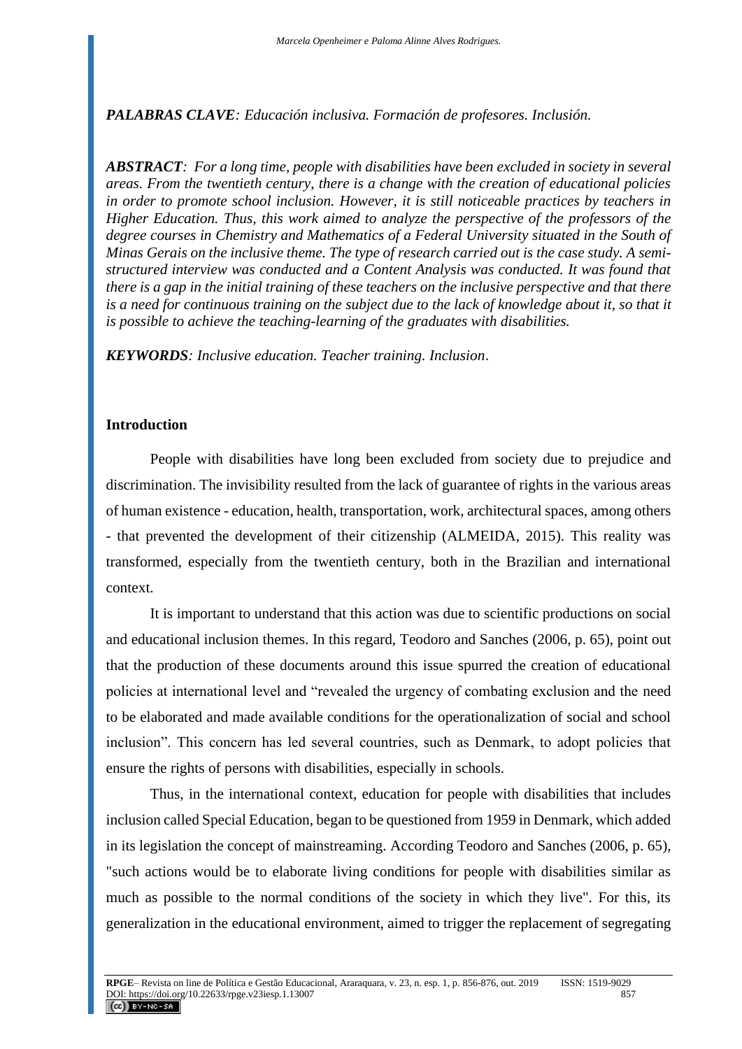***PALABRAS CLAVE**: Educación inclusiva. Formación de profesores. Inclusión.*

***ABSTRACT**: For a long time, people with disabilities have been excluded in society in several areas. From the twentieth century, there is a change with the creation of educational policies in order to promote school inclusion. However, it is still noticeable practices by teachers in Higher Education. Thus, this work aimed to analyze the perspective of the professors of the degree courses in Chemistry and Mathematics of a Federal University situated in the South of Minas Gerais on the inclusive theme. The type of research carried out is the case study. A semi-structured interview was conducted and a Content Analysis was conducted. It was found that there is a gap in the initial training of these teachers on the inclusive perspective and that there is a need for continuous training on the subject due to the lack of knowledge about it, so that it is possible to achieve the teaching-learning of the graduates with disabilities.*

***KEYWORDS**: Inclusive education. Teacher training. Inclusion.*

## Introduction

People with disabilities have long been excluded from society due to prejudice and discrimination. The invisibility resulted from the lack of guarantee of rights in the various areas of human existence - education, health, transportation, work, architectural spaces, among others - that prevented the development of their citizenship (ALMEIDA, 2015). This reality was transformed, especially from the twentieth century, both in the Brazilian and international context.

It is important to understand that this action was due to scientific productions on social and educational inclusion themes. In this regard, Teodoro and Sanches (2006, p. 65), point out that the production of these documents around this issue spurred the creation of educational policies at international level and "revealed the urgency of combating exclusion and the need to be elaborated and made available conditions for the operationalization of social and school inclusion". This concern has led several countries, such as Denmark, to adopt policies that ensure the rights of persons with disabilities, especially in schools.

Thus, in the international context, education for people with disabilities that includes inclusion called Special Education, began to be questioned from 1959 in Denmark, which added in its legislation the concept of mainstreaming. According Teodoro and Sanches (2006, p. 65), "such actions would be to elaborate living conditions for people with disabilities similar as much as possible to the normal conditions of the society in which they live". For this, its generalization in the educational environment, aimed to trigger the replacement of segregating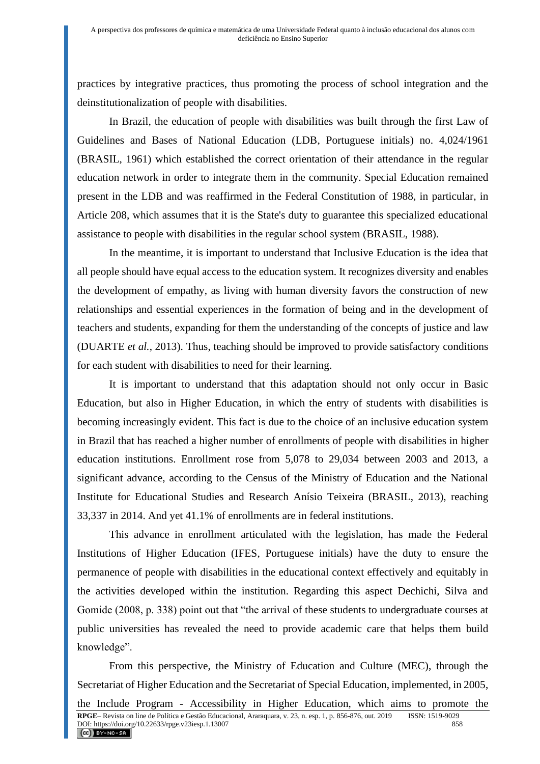practices by integrative practices, thus promoting the process of school integration and the deinstitutionalization of people with disabilities.

In Brazil, the education of people with disabilities was built through the first Law of Guidelines and Bases of National Education (LDB, Portuguese initials) no. 4,024/1961 (BRASIL, 1961) which established the correct orientation of their attendance in the regular education network in order to integrate them in the community. Special Education remained present in the LDB and was reaffirmed in the Federal Constitution of 1988, in particular, in Article 208, which assumes that it is the State's duty to guarantee this specialized educational assistance to people with disabilities in the regular school system (BRASIL, 1988).

In the meantime, it is important to understand that Inclusive Education is the idea that all people should have equal access to the education system. It recognizes diversity and enables the development of empathy, as living with human diversity favors the construction of new relationships and essential experiences in the formation of being and in the development of teachers and students, expanding for them the understanding of the concepts of justice and law (DUARTE *et al.*, 2013). Thus, teaching should be improved to provide satisfactory conditions for each student with disabilities to need for their learning.

It is important to understand that this adaptation should not only occur in Basic Education, but also in Higher Education, in which the entry of students with disabilities is becoming increasingly evident. This fact is due to the choice of an inclusive education system in Brazil that has reached a higher number of enrollments of people with disabilities in higher education institutions. Enrollment rose from 5,078 to 29,034 between 2003 and 2013, a significant advance, according to the Census of the Ministry of Education and the National Institute for Educational Studies and Research Anísio Teixeira (BRASIL, 2013), reaching 33,337 in 2014. And yet 41.1% of enrollments are in federal institutions.

This advance in enrollment articulated with the legislation, has made the Federal Institutions of Higher Education (IFES, Portuguese initials) have the duty to ensure the permanence of people with disabilities in the educational context effectively and equitably in the activities developed within the institution. Regarding this aspect Dechichi, Silva and Gomide (2008, p. 338) point out that "the arrival of these students to undergraduate courses at public universities has revealed the need to provide academic care that helps them build knowledge".

From this perspective, the Ministry of Education and Culture (MEC), through the Secretariat of Higher Education and the Secretariat of Special Education, implemented, in 2005, the Include Program - Accessibility in Higher Education, which aims to promote the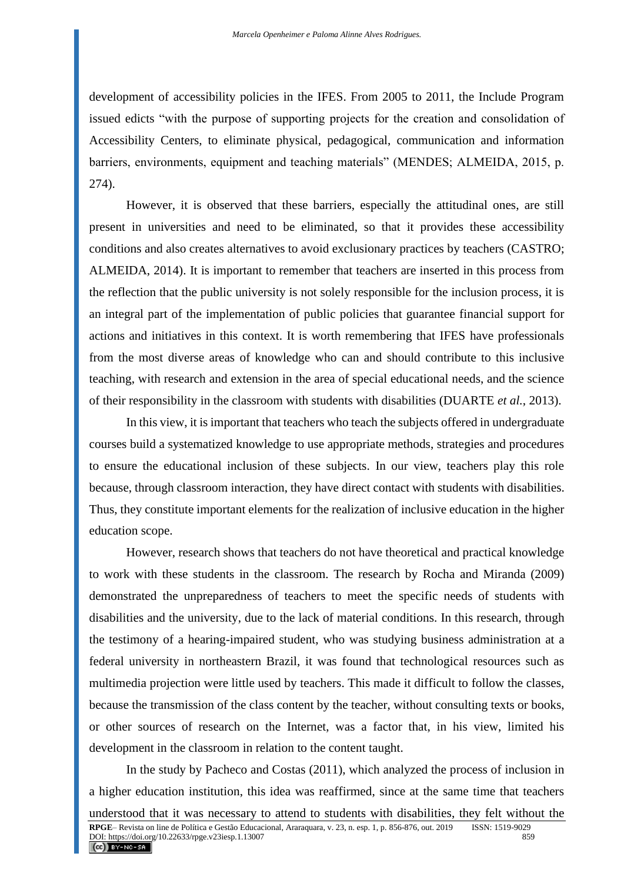development of accessibility policies in the IFES. From 2005 to 2011, the Include Program issued edicts "with the purpose of supporting projects for the creation and consolidation of Accessibility Centers, to eliminate physical, pedagogical, communication and information barriers, environments, equipment and teaching materials" (MENDES; ALMEIDA, 2015, p. 274).

However, it is observed that these barriers, especially the attitudinal ones, are still present in universities and need to be eliminated, so that it provides these accessibility conditions and also creates alternatives to avoid exclusionary practices by teachers (CASTRO; ALMEIDA, 2014). It is important to remember that teachers are inserted in this process from the reflection that the public university is not solely responsible for the inclusion process, it is an integral part of the implementation of public policies that guarantee financial support for actions and initiatives in this context. It is worth remembering that IFES have professionals from the most diverse areas of knowledge who can and should contribute to this inclusive teaching, with research and extension in the area of special educational needs, and the science of their responsibility in the classroom with students with disabilities (DUARTE *et al.*, 2013).

In this view, it is important that teachers who teach the subjects offered in undergraduate courses build a systematized knowledge to use appropriate methods, strategies and procedures to ensure the educational inclusion of these subjects. In our view, teachers play this role because, through classroom interaction, they have direct contact with students with disabilities. Thus, they constitute important elements for the realization of inclusive education in the higher education scope.

However, research shows that teachers do not have theoretical and practical knowledge to work with these students in the classroom. The research by Rocha and Miranda (2009) demonstrated the unpreparedness of teachers to meet the specific needs of students with disabilities and the university, due to the lack of material conditions. In this research, through the testimony of a hearing-impaired student, who was studying business administration at a federal university in northeastern Brazil, it was found that technological resources such as multimedia projection were little used by teachers. This made it difficult to follow the classes, because the transmission of the class content by the teacher, without consulting texts or books, or other sources of research on the Internet, was a factor that, in his view, limited his development in the classroom in relation to the content taught.

In the study by Pacheco and Costas (2011), which analyzed the process of inclusion in a higher education institution, this idea was reaffirmed, since at the same time that teachers understood that it was necessary to attend to students with disabilities, they felt without the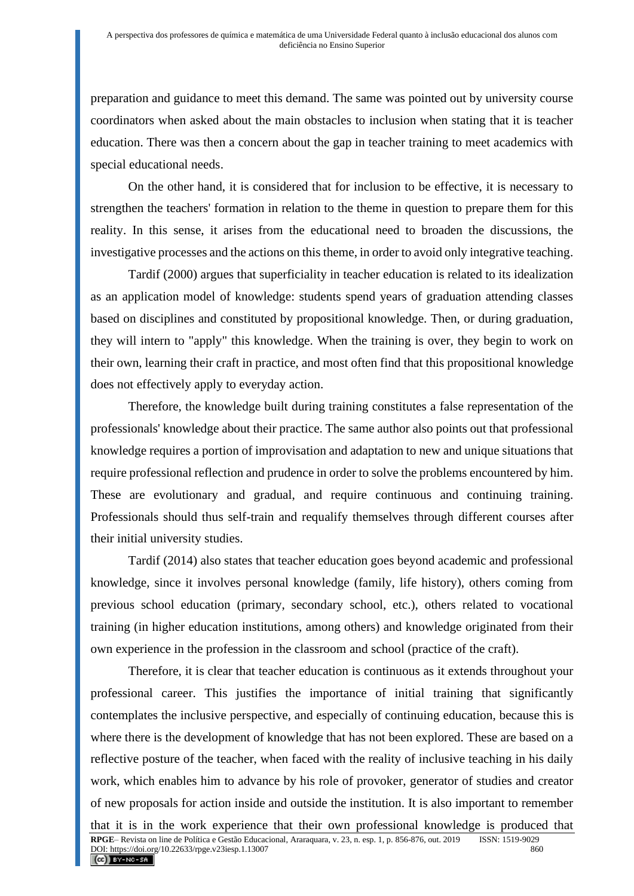preparation and guidance to meet this demand. The same was pointed out by university course coordinators when asked about the main obstacles to inclusion when stating that it is teacher education. There was then a concern about the gap in teacher training to meet academics with special educational needs.

On the other hand, it is considered that for inclusion to be effective, it is necessary to strengthen the teachers' formation in relation to the theme in question to prepare them for this reality. In this sense, it arises from the educational need to broaden the discussions, the investigative processes and the actions on this theme, in order to avoid only integrative teaching.

Tardif (2000) argues that superficiality in teacher education is related to its idealization as an application model of knowledge: students spend years of graduation attending classes based on disciplines and constituted by propositional knowledge. Then, or during graduation, they will intern to "apply" this knowledge. When the training is over, they begin to work on their own, learning their craft in practice, and most often find that this propositional knowledge does not effectively apply to everyday action.

Therefore, the knowledge built during training constitutes a false representation of the professionals' knowledge about their practice. The same author also points out that professional knowledge requires a portion of improvisation and adaptation to new and unique situations that require professional reflection and prudence in order to solve the problems encountered by him. These are evolutionary and gradual, and require continuous and continuing training. Professionals should thus self-train and requalify themselves through different courses after their initial university studies.

Tardif (2014) also states that teacher education goes beyond academic and professional knowledge, since it involves personal knowledge (family, life history), others coming from previous school education (primary, secondary school, etc.), others related to vocational training (in higher education institutions, among others) and knowledge originated from their own experience in the profession in the classroom and school (practice of the craft).

Therefore, it is clear that teacher education is continuous as it extends throughout your professional career. This justifies the importance of initial training that significantly contemplates the inclusive perspective, and especially of continuing education, because this is where there is the development of knowledge that has not been explored. These are based on a reflective posture of the teacher, when faced with the reality of inclusive teaching in his daily work, which enables him to advance by his role of provoker, generator of studies and creator of new proposals for action inside and outside the institution. It is also important to remember that it is in the work experience that their own professional knowledge is produced that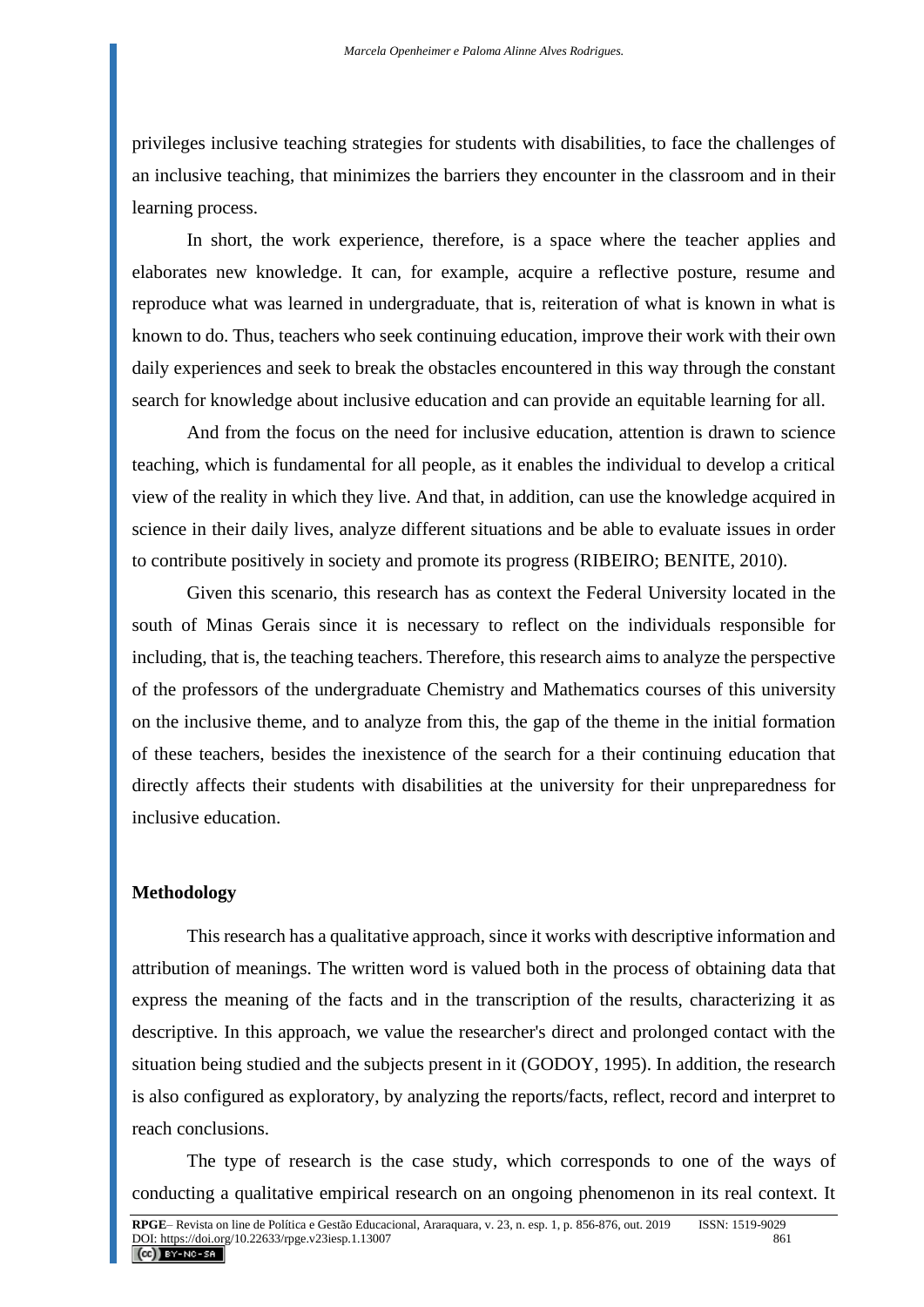privileges inclusive teaching strategies for students with disabilities, to face the challenges of an inclusive teaching, that minimizes the barriers they encounter in the classroom and in their learning process.

In short, the work experience, therefore, is a space where the teacher applies and elaborates new knowledge. It can, for example, acquire a reflective posture, resume and reproduce what was learned in undergraduate, that is, reiteration of what is known in what is known to do. Thus, teachers who seek continuing education, improve their work with their own daily experiences and seek to break the obstacles encountered in this way through the constant search for knowledge about inclusive education and can provide an equitable learning for all.

And from the focus on the need for inclusive education, attention is drawn to science teaching, which is fundamental for all people, as it enables the individual to develop a critical view of the reality in which they live. And that, in addition, can use the knowledge acquired in science in their daily lives, analyze different situations and be able to evaluate issues in order to contribute positively in society and promote its progress (RIBEIRO; BENITE, 2010).

Given this scenario, this research has as context the Federal University located in the south of Minas Gerais since it is necessary to reflect on the individuals responsible for including, that is, the teaching teachers. Therefore, this research aims to analyze the perspective of the professors of the undergraduate Chemistry and Mathematics courses of this university on the inclusive theme, and to analyze from this, the gap of the theme in the initial formation of these teachers, besides the inexistence of the search for a their continuing education that directly affects their students with disabilities at the university for their unpreparedness for inclusive education.

## Methodology

This research has a qualitative approach, since it works with descriptive information and attribution of meanings. The written word is valued both in the process of obtaining data that express the meaning of the facts and in the transcription of the results, characterizing it as descriptive. In this approach, we value the researcher's direct and prolonged contact with the situation being studied and the subjects present in it (GODOY, 1995). In addition, the research is also configured as exploratory, by analyzing the reports/facts, reflect, record and interpret to reach conclusions.

The type of research is the case study, which corresponds to one of the ways of conducting a qualitative empirical research on an ongoing phenomenon in its real context. It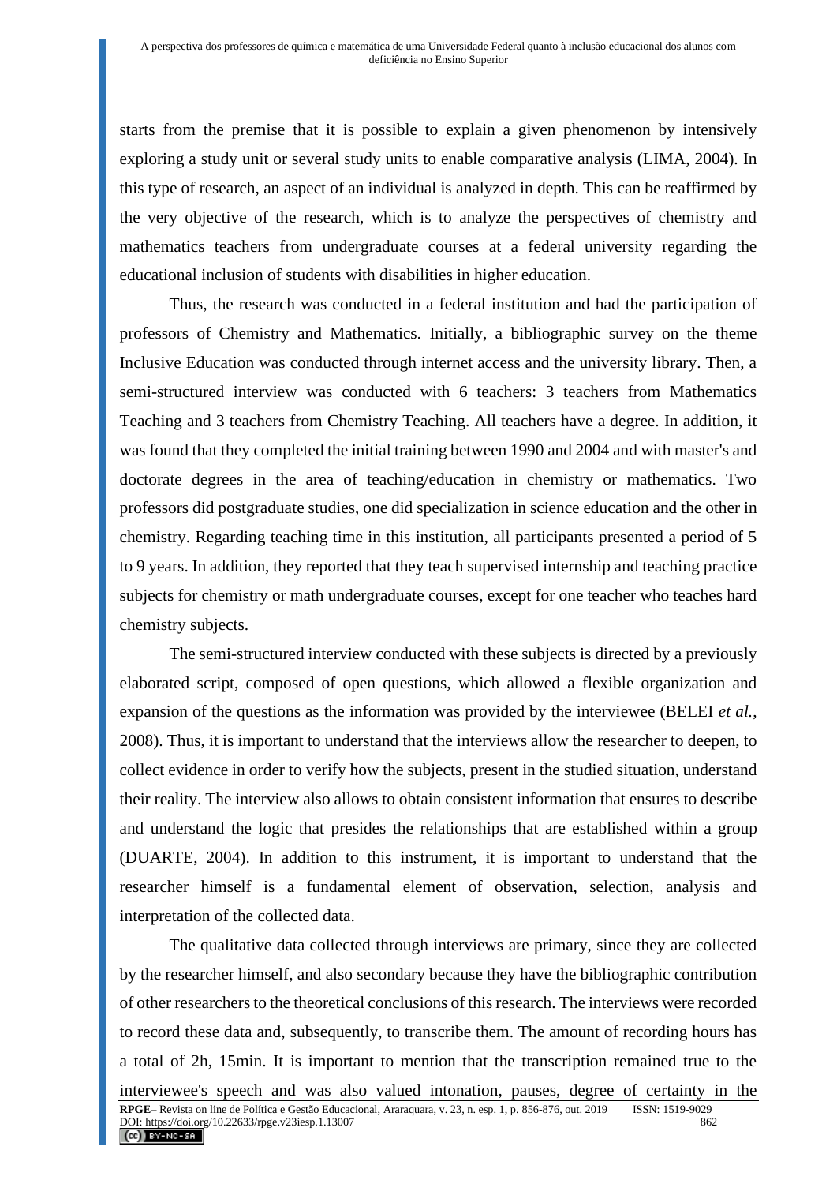starts from the premise that it is possible to explain a given phenomenon by intensively exploring a study unit or several study units to enable comparative analysis (LIMA, 2004). In this type of research, an aspect of an individual is analyzed in depth. This can be reaffirmed by the very objective of the research, which is to analyze the perspectives of chemistry and mathematics teachers from undergraduate courses at a federal university regarding the educational inclusion of students with disabilities in higher education.

Thus, the research was conducted in a federal institution and had the participation of professors of Chemistry and Mathematics. Initially, a bibliographic survey on the theme Inclusive Education was conducted through internet access and the university library. Then, a semi-structured interview was conducted with 6 teachers: 3 teachers from Mathematics Teaching and 3 teachers from Chemistry Teaching. All teachers have a degree. In addition, it was found that they completed the initial training between 1990 and 2004 and with master's and doctorate degrees in the area of teaching/education in chemistry or mathematics. Two professors did postgraduate studies, one did specialization in science education and the other in chemistry. Regarding teaching time in this institution, all participants presented a period of 5 to 9 years. In addition, they reported that they teach supervised internship and teaching practice subjects for chemistry or math undergraduate courses, except for one teacher who teaches hard chemistry subjects.

The semi-structured interview conducted with these subjects is directed by a previously elaborated script, composed of open questions, which allowed a flexible organization and expansion of the questions as the information was provided by the interviewee (BELEI *et al.*, 2008). Thus, it is important to understand that the interviews allow the researcher to deepen, to collect evidence in order to verify how the subjects, present in the studied situation, understand their reality. The interview also allows to obtain consistent information that ensures to describe and understand the logic that presides the relationships that are established within a group (DUARTE, 2004). In addition to this instrument, it is important to understand that the researcher himself is a fundamental element of observation, selection, analysis and interpretation of the collected data.

The qualitative data collected through interviews are primary, since they are collected by the researcher himself, and also secondary because they have the bibliographic contribution of other researchers to the theoretical conclusions of this research. The interviews were recorded to record these data and, subsequently, to transcribe them. The amount of recording hours has a total of 2h, 15min. It is important to mention that the transcription remained true to the interviewee's speech and was also valued intonation, pauses, degree of certainty in the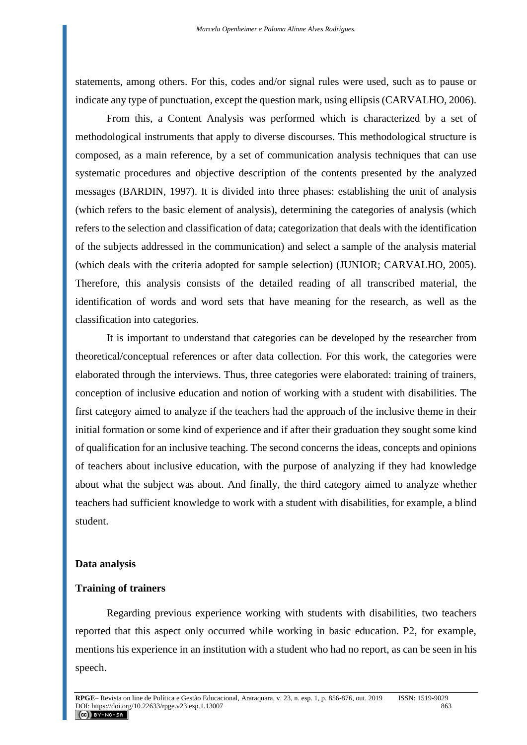statements, among others. For this, codes and/or signal rules were used, such as to pause or indicate any type of punctuation, except the question mark, using ellipsis (CARVALHO, 2006).

From this, a Content Analysis was performed which is characterized by a set of methodological instruments that apply to diverse discourses. This methodological structure is composed, as a main reference, by a set of communication analysis techniques that can use systematic procedures and objective description of the contents presented by the analyzed messages (BARDIN, 1997). It is divided into three phases: establishing the unit of analysis (which refers to the basic element of analysis), determining the categories of analysis (which refers to the selection and classification of data; categorization that deals with the identification of the subjects addressed in the communication) and select a sample of the analysis material (which deals with the criteria adopted for sample selection) (JUNIOR; CARVALHO, 2005). Therefore, this analysis consists of the detailed reading of all transcribed material, the identification of words and word sets that have meaning for the research, as well as the classification into categories.

It is important to understand that categories can be developed by the researcher from theoretical/conceptual references or after data collection. For this work, the categories were elaborated through the interviews. Thus, three categories were elaborated: training of trainers, conception of inclusive education and notion of working with a student with disabilities. The first category aimed to analyze if the teachers had the approach of the inclusive theme in their initial formation or some kind of experience and if after their graduation they sought some kind of qualification for an inclusive teaching. The second concerns the ideas, concepts and opinions of teachers about inclusive education, with the purpose of analyzing if they had knowledge about what the subject was about. And finally, the third category aimed to analyze whether teachers had sufficient knowledge to work with a student with disabilities, for example, a blind student.

## Data analysis

### Training of trainers

Regarding previous experience working with students with disabilities, two teachers reported that this aspect only occurred while working in basic education. P2, for example, mentions his experience in an institution with a student who had no report, as can be seen in his speech.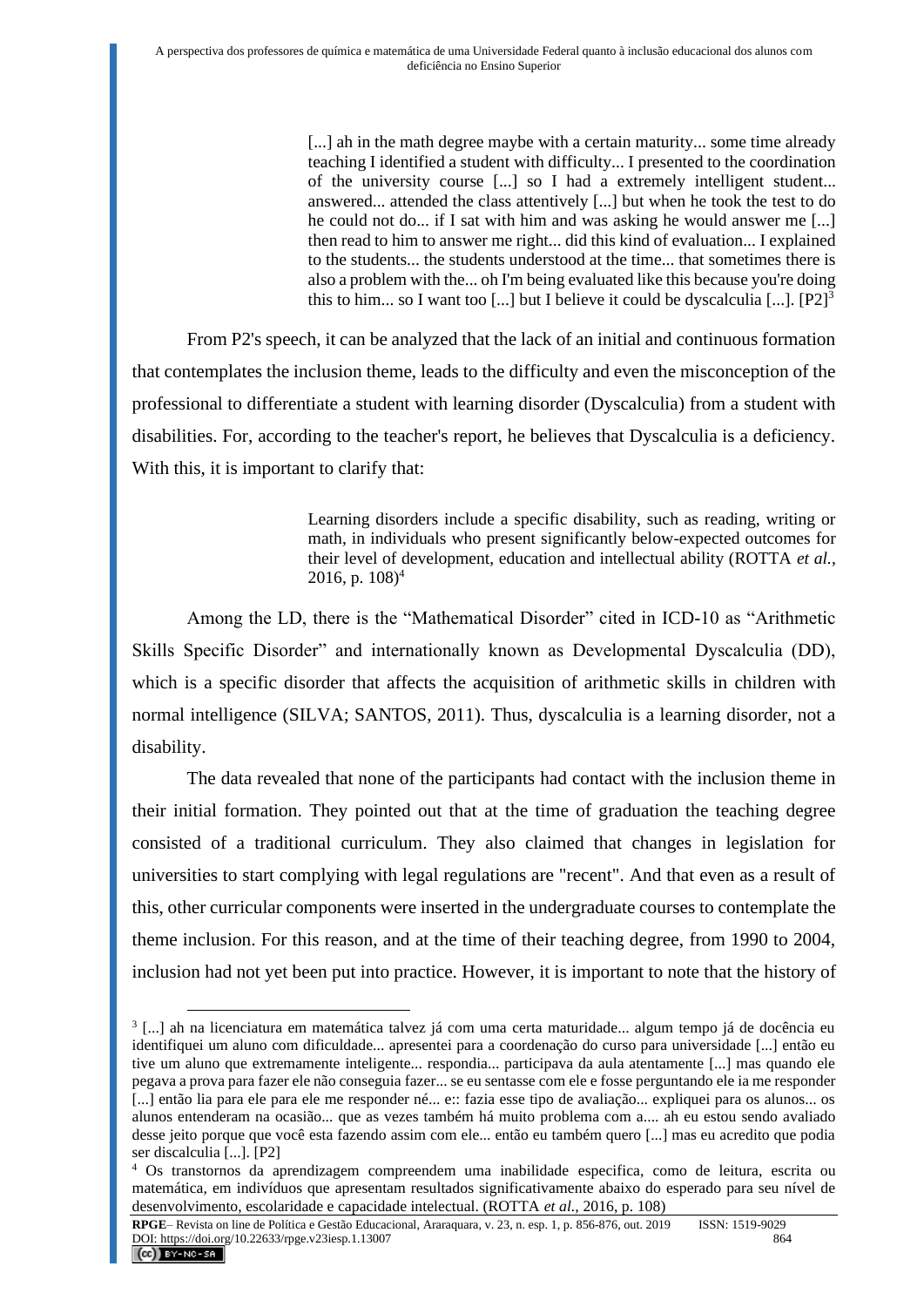> [...] ah in the math degree maybe with a certain maturity... some time already teaching I identified a student with difficulty... I presented to the coordination of the university course [...] so I had a extremely intelligent student... answered... attended the class attentively [...] but when he took the test to do he could not do... if I sat with him and was asking he would answer me [...] then read to him to answer me right... did this kind of evaluation... I explained to the students... the students understood at the time... that sometimes there is also a problem with the... oh I'm being evaluated like this because you're doing this to him... so I want too [...] but I believe it could be dyscalculia [...]. [P2][3]

From P2's speech, it can be analyzed that the lack of an initial and continuous formation that contemplates the inclusion theme, leads to the difficulty and even the misconception of the professional to differentiate a student with learning disorder (Dyscalculia) from a student with disabilities. For, according to the teacher's report, he believes that Dyscalculia is a deficiency. With this, it is important to clarify that:

> Learning disorders include a specific disability, such as reading, writing or math, in individuals who present significantly below-expected outcomes for their level of development, education and intellectual ability (ROTTA *et al.*, 2016, p. 108)[4]

Among the LD, there is the "Mathematical Disorder" cited in ICD-10 as "Arithmetic Skills Specific Disorder" and internationally known as Developmental Dyscalculia (DD), which is a specific disorder that affects the acquisition of arithmetic skills in children with normal intelligence (SILVA; SANTOS, 2011). Thus, dyscalculia is a learning disorder, not a disability.

The data revealed that none of the participants had contact with the inclusion theme in their initial formation. They pointed out that at the time of graduation the teaching degree consisted of a traditional curriculum. They also claimed that changes in legislation for universities to start complying with legal regulations are "recent". And that even as a result of this, other curricular components were inserted in the undergraduate courses to contemplate the theme inclusion. For this reason, and at the time of their teaching degree, from 1990 to 2004, inclusion had not yet been put into practice. However, it is important to note that the history of

---

[3] [...] ah na licenciatura em matemática talvez já com uma certa maturidade... algum tempo já de docência eu identifiquei um aluno com dificuldade... apresentei para a coordenação do curso para universidade [...] então eu tive um aluno que extremamente inteligente... respondia... participava da aula atentamente [...] mas quando ele pegava a prova para fazer ele não conseguia fazer... se eu sentasse com ele e fosse perguntando ele ia me responder [...] então lia para ele para ele me responder né... e:: fazia esse tipo de avaliação... expliquei para os alunos... os alunos entenderam na ocasião... que as vezes também há muito problema com a.... ah eu estou sendo avaliado desse jeito porque que você esta fazendo assim com ele... então eu também quero [...] mas eu acredito que podia ser discalculia [...]. [P2]

[4] Os transtornos da aprendizagem compreendem uma inabilidade especifica, como de leitura, escrita ou matemática, em indivíduos que apresentam resultados significativamente abaixo do esperado para seu nível de desenvolvimento, escolaridade e capacidade intelectual. (ROTTA *et al.*, 2016, p. 108)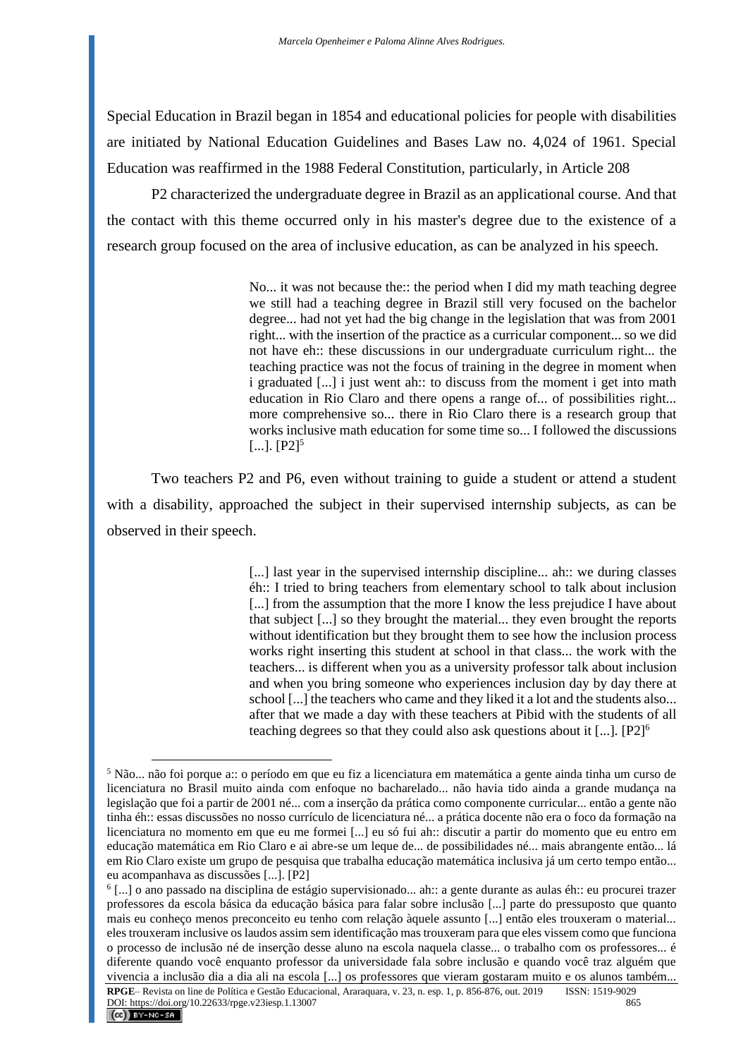Special Education in Brazil began in 1854 and educational policies for people with disabilities are initiated by National Education Guidelines and Bases Law no. 4,024 of 1961. Special Education was reaffirmed in the 1988 Federal Constitution, particularly, in Article 208

P2 characterized the undergraduate degree in Brazil as an applicational course. And that the contact with this theme occurred only in his master's degree due to the existence of a research group focused on the area of inclusive education, as can be analyzed in his speech.

> No... it was not because the:: the period when I did my math teaching degree we still had a teaching degree in Brazil still very focused on the bachelor degree... had not yet had the big change in the legislation that was from 2001 right... with the insertion of the practice as a curricular component... so we did not have eh:: these discussions in our undergraduate curriculum right... the teaching practice was not the focus of training in the degree in moment when i graduated [...] i just went ah:: to discuss from the moment i get into math education in Rio Claro and there opens a range of... of possibilities right... more comprehensive so... there in Rio Claro there is a research group that works inclusive math education for some time so... I followed the discussions [...]. [P2][5]

Two teachers P2 and P6, even without training to guide a student or attend a student with a disability, approached the subject in their supervised internship subjects, as can be observed in their speech.

> [...] last year in the supervised internship discipline... ah:: we during classes éh:: I tried to bring teachers from elementary school to talk about inclusion [...] from the assumption that the more I know the less prejudice I have about that subject [...] so they brought the material... they even brought the reports without identification but they brought them to see how the inclusion process works right inserting this student at school in that class... the work with the teachers... is different when you as a university professor talk about inclusion and when you bring someone who experiences inclusion day by day there at school [...] the teachers who came and they liked it a lot and the students also... after that we made a day with these teachers at Pibid with the students of all teaching degrees so that they could also ask questions about it [...]. [P2][6]

---

[5] Não... não foi porque a:: o período em que eu fiz a licenciatura em matemática a gente ainda tinha um curso de licenciatura no Brasil muito ainda com enfoque no bacharelado... não havia tido ainda a grande mudança na legislação que foi a partir de 2001 né... com a inserção da prática como componente curricular... então a gente não tinha éh:: essas discussões no nosso currículo de licenciatura né... a prática docente não era o foco da formação na licenciatura no momento em que eu me formei [...] eu só fui ah:: discutir a partir do momento que eu entro em educação matemática em Rio Claro e ai abre-se um leque de... de possibilidades né... mais abrangente então... lá em Rio Claro existe um grupo de pesquisa que trabalha educação matemática inclusiva já um certo tempo então... eu acompanhava as discussões [...]. [P2]

[6] [...] o ano passado na disciplina de estágio supervisionado... ah:: a gente durante as aulas éh:: eu procurei trazer professores da escola básica da educação básica para falar sobre inclusão [...] parte do pressuposto que quanto mais eu conheço menos preconceito eu tenho com relação àquele assunto [...] então eles trouxeram o material... eles trouxeram inclusive os laudos assim sem identificação mas trouxeram para que eles vissem como que funciona o processo de inclusão né de inserção desse aluno na escola naquela classe... o trabalho com os professores... é diferente quando você enquanto professor da universidade fala sobre inclusão e quando você traz alguém que vivencia a inclusão dia a dia ali na escola [...] os professores que vieram gostaram muito e os alunos também...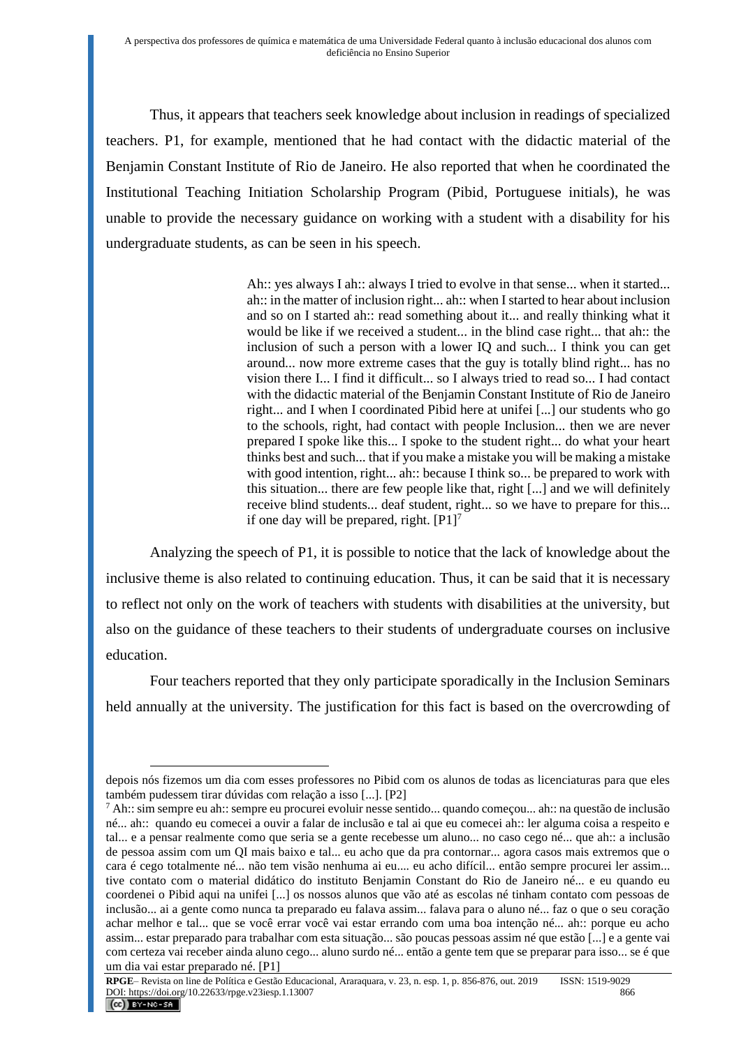Thus, it appears that teachers seek knowledge about inclusion in readings of specialized teachers. P1, for example, mentioned that he had contact with the didactic material of the Benjamin Constant Institute of Rio de Janeiro. He also reported that when he coordinated the Institutional Teaching Initiation Scholarship Program (Pibid, Portuguese initials), he was unable to provide the necessary guidance on working with a student with a disability for his undergraduate students, as can be seen in his speech.

> Ah:: yes always I ah:: always I tried to evolve in that sense... when it started... ah:: in the matter of inclusion right... ah:: when I started to hear about inclusion and so on I started ah:: read something about it... and really thinking what it would be like if we received a student... in the blind case right... that ah:: the inclusion of such a person with a lower IQ and such... I think you can get around... now more extreme cases that the guy is totally blind right... has no vision there I... I find it difficult... so I always tried to read so... I had contact with the didactic material of the Benjamin Constant Institute of Rio de Janeiro right... and I when I coordinated Pibid here at unifei [...] our students who go to the schools, right, had contact with people Inclusion... then we are never prepared I spoke like this... I spoke to the student right... do what your heart thinks best and such... that if you make a mistake you will be making a mistake with good intention, right... ah:: because I think so... be prepared to work with this situation... there are few people like that, right [...] and we will definitely receive blind students... deaf student, right... so we have to prepare for this... if one day will be prepared, right. [P1][7]

Analyzing the speech of P1, it is possible to notice that the lack of knowledge about the inclusive theme is also related to continuing education. Thus, it can be said that it is necessary to reflect not only on the work of teachers with students with disabilities at the university, but also on the guidance of these teachers to their students of undergraduate courses on inclusive education.

Four teachers reported that they only participate sporadically in the Inclusion Seminars held annually at the university. The justification for this fact is based on the overcrowding of

---

depois nós fizemos um dia com esses professores no Pibid com os alunos de todas as licenciaturas para que eles também pudessem tirar dúvidas com relação a isso [...]. [P2]

[7] Ah:: sim sempre eu ah:: sempre eu procurei evoluir nesse sentido... quando começou... ah:: na questão de inclusão né... ah:: quando eu comecei a ouvir a falar de inclusão e tal ai que eu comecei ah:: ler alguma coisa a respeito e tal... e a pensar realmente como que seria se a gente recebesse um aluno... no caso cego né... que ah:: a inclusão de pessoa assim com um QI mais baixo e tal... eu acho que da pra contornar... agora casos mais extremos que o cara é cego totalmente né... não tem visão nenhuma ai eu.... eu acho difícil... então sempre procurei ler assim... tive contato com o material didático do instituto Benjamin Constant do Rio de Janeiro né... e eu quando eu coordenei o Pibid aqui na unifei [...] os nossos alunos que vão até as escolas né tinham contato com pessoas de inclusão... ai a gente como nunca ta preparado eu falava assim... falava para o aluno né... faz o que o seu coração achar melhor e tal... que se você errar você vai estar errando com uma boa intenção né... ah:: porque eu acho assim... estar preparado para trabalhar com esta situação... são poucas pessoas assim né que estão [...] e a gente vai com certeza vai receber ainda aluno cego... aluno surdo né... então a gente tem que se preparar para isso... se é que um dia vai estar preparado né. [P1]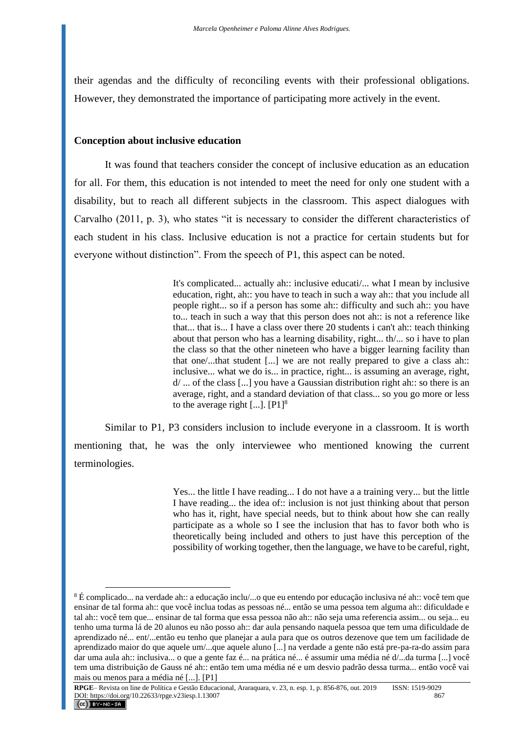their agendas and the difficulty of reconciling events with their professional obligations. However, they demonstrated the importance of participating more actively in the event.

### Conception about inclusive education

It was found that teachers consider the concept of inclusive education as an education for all. For them, this education is not intended to meet the need for only one student with a disability, but to reach all different subjects in the classroom. This aspect dialogues with Carvalho (2011, p. 3), who states "it is necessary to consider the different characteristics of each student in his class. Inclusive education is not a practice for certain students but for everyone without distinction". From the speech of P1, this aspect can be noted.

> It's complicated... actually ah:: inclusive educati/... what I mean by inclusive education, right, ah:: you have to teach in such a way ah:: that you include all people right... so if a person has some ah:: difficulty and such ah:: you have to... teach in such a way that this person does not ah:: is not a reference like that... that is... I have a class over there 20 students i can't ah:: teach thinking about that person who has a learning disability, right... th/... so i have to plan the class so that the other nineteen who have a bigger learning facility than that one/...that student [...] we are not really prepared to give a class ah:: inclusive... what we do is... in practice, right... is assuming an average, right, d/ ... of the class [...] you have a Gaussian distribution right ah:: so there is an average, right, and a standard deviation of that class... so you go more or less to the average right [...]. [P1][8]

Similar to P1, P3 considers inclusion to include everyone in a classroom. It is worth mentioning that, he was the only interviewee who mentioned knowing the current terminologies.

> Yes... the little I have reading... I do not have a a training very... but the little I have reading... the idea of:: inclusion is not just thinking about that person who has it, right, have special needs, but to think about how she can really participate as a whole so I see the inclusion that has to favor both who is theoretically being included and others to just have this perception of the possibility of working together, then the language, we have to be careful, right,

---

[8] É complicado... na verdade ah:: a educação inclu/...o que eu entendo por educação inclusiva né ah:: você tem que ensinar de tal forma ah:: que você inclua todas as pessoas né... então se uma pessoa tem alguma ah:: dificuldade e tal ah:: você tem que... ensinar de tal forma que essa pessoa não ah:: não seja uma referencia assim... ou seja... eu tenho uma turma lá de 20 alunos eu não posso ah:: dar aula pensando naquela pessoa que tem uma dificuldade de aprendizado né... ent/...então eu tenho que planejar a aula para que os outros dezenove que tem um facilidade de aprendizado maior do que aquele um/...que aquele aluno [...] na verdade a gente não está pre-pa-ra-do assim para dar uma aula ah:: inclusiva... o que a gente faz é... na prática né... é assumir uma média né d/...da turma [...] você tem uma distribuição de Gauss né ah:: então tem uma média né e um desvio padrão dessa turma... então você vai mais ou menos para a média né [...]. [P1]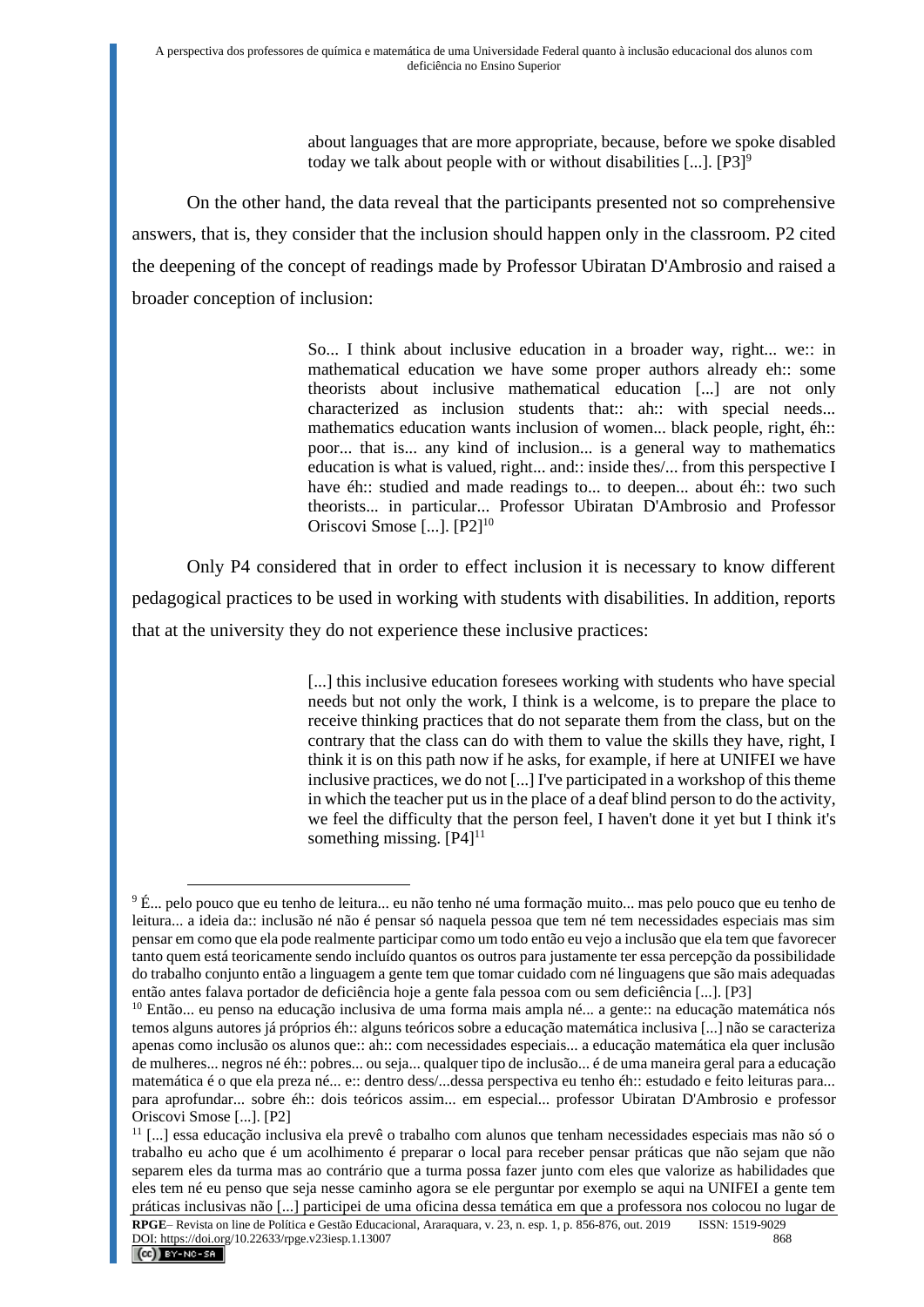> about languages that are more appropriate, because, before we spoke disabled today we talk about people with or without disabilities [...]. [P3][9]

On the other hand, the data reveal that the participants presented not so comprehensive answers, that is, they consider that the inclusion should happen only in the classroom. P2 cited the deepening of the concept of readings made by Professor Ubiratan D'Ambrosio and raised a broader conception of inclusion:

> So... I think about inclusive education in a broader way, right... we:: in mathematical education we have some proper authors already eh:: some theorists about inclusive mathematical education [...] are not only characterized as inclusion students that:: ah:: with special needs... mathematics education wants inclusion of women... black people, right, éh:: poor... that is... any kind of inclusion... is a general way to mathematics education is what is valued, right... and:: inside thes/... from this perspective I have éh:: studied and made readings to... to deepen... about éh:: two such theorists... in particular... Professor Ubiratan D'Ambrosio and Professor Oriscovi Smose [...]. [P2][10]

Only P4 considered that in order to effect inclusion it is necessary to know different pedagogical practices to be used in working with students with disabilities. In addition, reports that at the university they do not experience these inclusive practices:

> [...] this inclusive education foresees working with students who have special needs but not only the work, I think is a welcome, is to prepare the place to receive thinking practices that do not separate them from the class, but on the contrary that the class can do with them to value the skills they have, right, I think it is on this path now if he asks, for example, if here at UNIFEI we have inclusive practices, we do not [...] I've participated in a workshop of this theme in which the teacher put us in the place of a deaf blind person to do the activity, we feel the difficulty that the person feel, I haven't done it yet but I think it's something missing. [P4][11]

---

[9] É... pelo pouco que eu tenho de leitura... eu não tenho né uma formação muito... mas pelo pouco que eu tenho de leitura... a ideia da:: inclusão né não é pensar só naquela pessoa que tem né tem necessidades especiais mas sim pensar em como que ela pode realmente participar como um todo então eu vejo a inclusão que ela tem que favorecer tanto quem está teoricamente sendo incluído quantos os outros para justamente ter essa percepção da possibilidade do trabalho conjunto então a linguagem a gente tem que tomar cuidado com né linguagens que são mais adequadas então antes falava portador de deficiência hoje a gente fala pessoa com ou sem deficiência [...]. [P3]

[10] Então... eu penso na educação inclusiva de uma forma mais ampla né... a gente:: na educação matemática nós temos alguns autores já próprios éh:: alguns teóricos sobre a educação matemática inclusiva [...] não se caracteriza apenas como inclusão os alunos que:: ah:: com necessidades especiais... a educação matemática ela quer inclusão de mulheres... negros né éh:: pobres... ou seja... qualquer tipo de inclusão... é de uma maneira geral para a educação matemática é o que ela preza né... e:: dentro dess/...dessa perspectiva eu tenho éh:: estudado e feito leituras para... para aprofundar... sobre éh:: dois teóricos assim... em especial... professor Ubiratan D'Ambrosio e professor Oriscovi Smose [...]. [P2]

[11] [...] essa educação inclusiva ela prevê o trabalho com alunos que tenham necessidades especiais mas não só o trabalho eu acho que é um acolhimento é preparar o local para receber pensar práticas que não sejam que não separem eles da turma mas ao contrário que a turma possa fazer junto com eles que valorize as habilidades que eles tem né eu penso que seja nesse caminho agora se ele perguntar por exemplo se aqui na UNIFEI a gente tem práticas inclusivas não [...] participei de uma oficina dessa temática em que a professora nos colocou no lugar de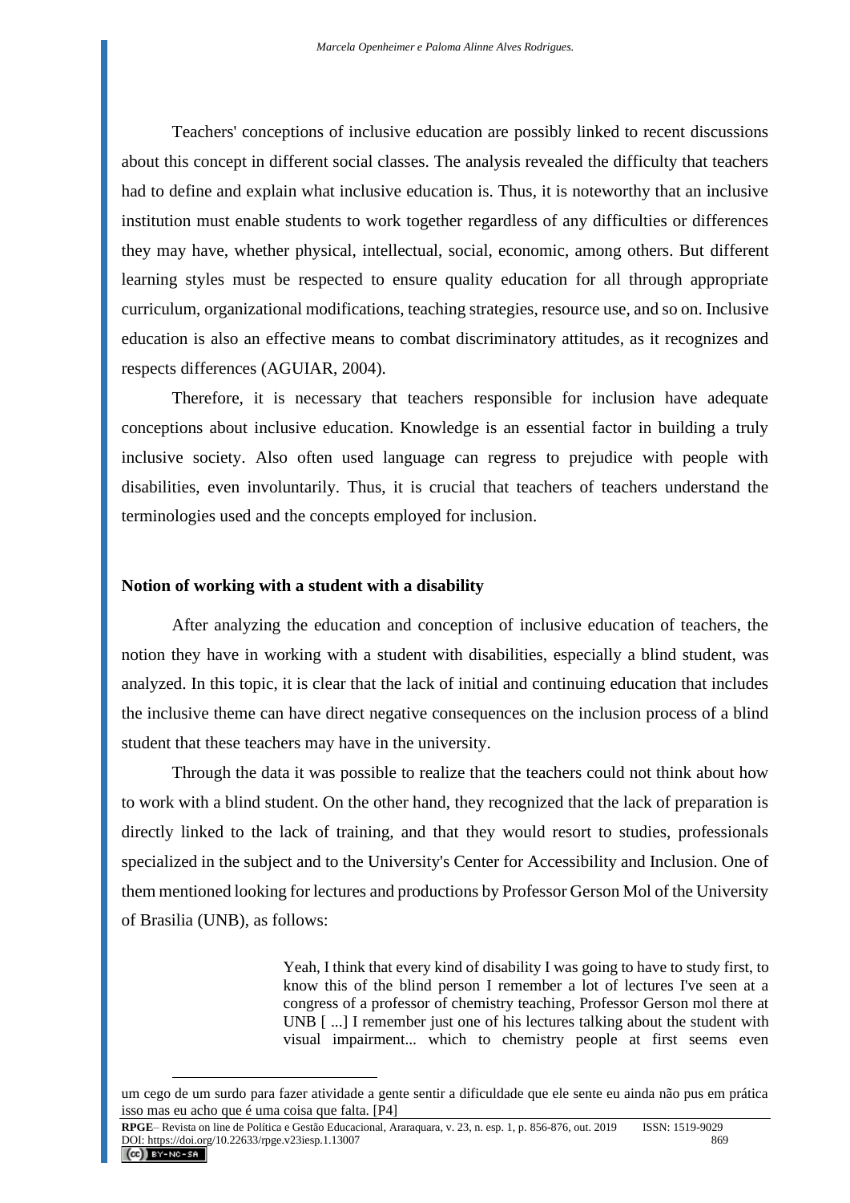Teachers' conceptions of inclusive education are possibly linked to recent discussions about this concept in different social classes. The analysis revealed the difficulty that teachers had to define and explain what inclusive education is. Thus, it is noteworthy that an inclusive institution must enable students to work together regardless of any difficulties or differences they may have, whether physical, intellectual, social, economic, among others. But different learning styles must be respected to ensure quality education for all through appropriate curriculum, organizational modifications, teaching strategies, resource use, and so on. Inclusive education is also an effective means to combat discriminatory attitudes, as it recognizes and respects differences (AGUIAR, 2004).

Therefore, it is necessary that teachers responsible for inclusion have adequate conceptions about inclusive education. Knowledge is an essential factor in building a truly inclusive society. Also often used language can regress to prejudice with people with disabilities, even involuntarily. Thus, it is crucial that teachers of teachers understand the terminologies used and the concepts employed for inclusion.

## Notion of working with a student with a disability

After analyzing the education and conception of inclusive education of teachers, the notion they have in working with a student with disabilities, especially a blind student, was analyzed. In this topic, it is clear that the lack of initial and continuing education that includes the inclusive theme can have direct negative consequences on the inclusion process of a blind student that these teachers may have in the university.

Through the data it was possible to realize that the teachers could not think about how to work with a blind student. On the other hand, they recognized that the lack of preparation is directly linked to the lack of training, and that they would resort to studies, professionals specialized in the subject and to the University's Center for Accessibility and Inclusion. One of them mentioned looking for lectures and productions by Professor Gerson Mol of the University of Brasilia (UNB), as follows:

> Yeah, I think that every kind of disability I was going to have to study first, to know this of the blind person I remember a lot of lectures I've seen at a congress of a professor of chemistry teaching, Professor Gerson mol there at UNB [ ...] I remember just one of his lectures talking about the student with visual impairment... which to chemistry people at first seems even

---

um cego de um surdo para fazer atividade a gente sentir a dificuldade que ele sente eu ainda não pus em prática isso mas eu acho que é uma coisa que falta. [P4]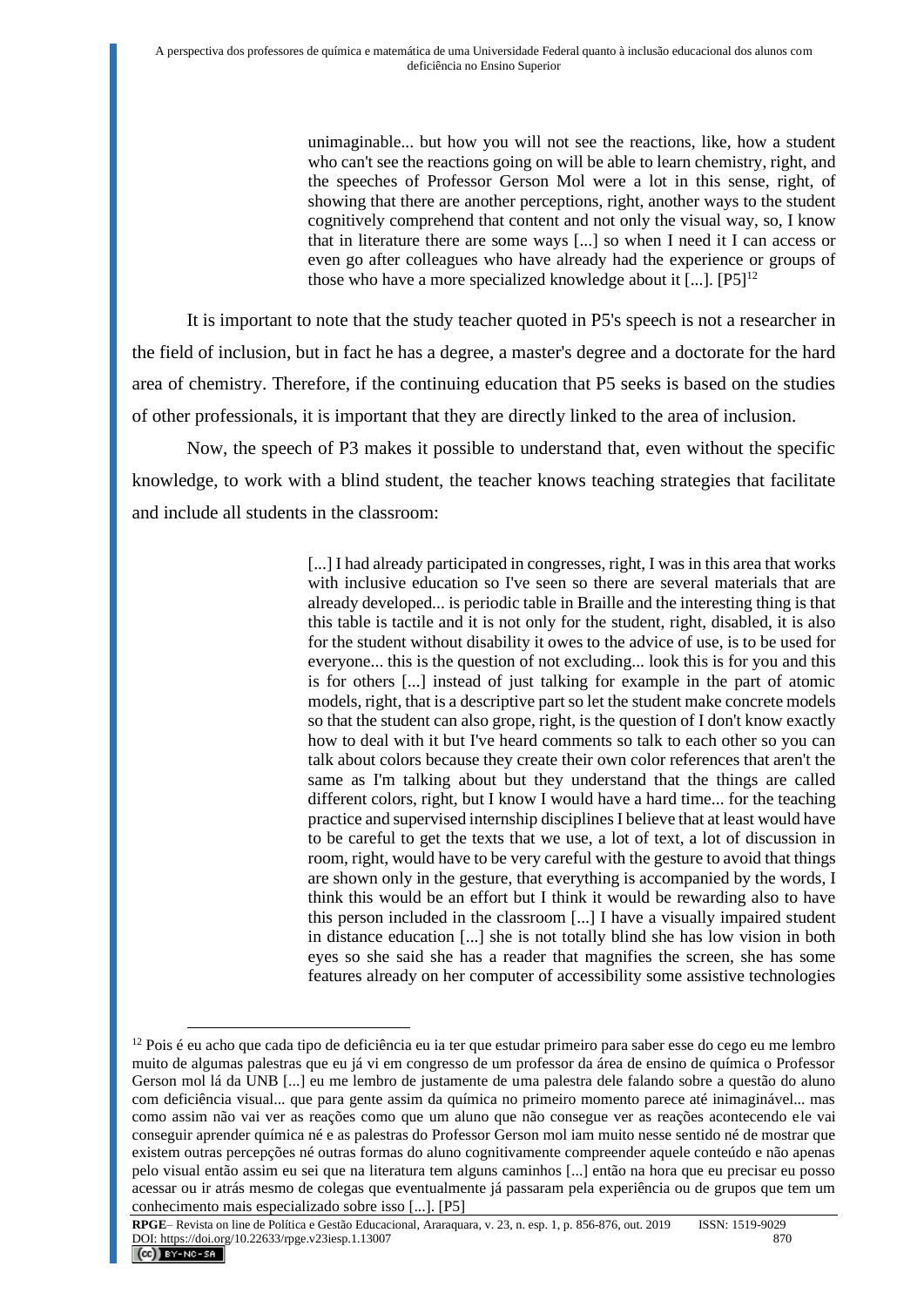> unimaginable... but how you will not see the reactions, like, how a student who can't see the reactions going on will be able to learn chemistry, right, and the speeches of Professor Gerson Mol were a lot in this sense, right, of showing that there are another perceptions, right, another ways to the student cognitively comprehend that content and not only the visual way, so, I know that in literature there are some ways [...] so when I need it I can access or even go after colleagues who have already had the experience or groups of those who have a more specialized knowledge about it [...]. [P5][12]

It is important to note that the study teacher quoted in P5's speech is not a researcher in the field of inclusion, but in fact he has a degree, a master's degree and a doctorate for the hard area of chemistry. Therefore, if the continuing education that P5 seeks is based on the studies of other professionals, it is important that they are directly linked to the area of inclusion.

Now, the speech of P3 makes it possible to understand that, even without the specific knowledge, to work with a blind student, the teacher knows teaching strategies that facilitate and include all students in the classroom:

> [...] I had already participated in congresses, right, I was in this area that works with inclusive education so I've seen so there are several materials that are already developed... is periodic table in Braille and the interesting thing is that this table is tactile and it is not only for the student, right, disabled, it is also for the student without disability it owes to the advice of use, is to be used for everyone... this is the question of not excluding... look this is for you and this is for others [...] instead of just talking for example in the part of atomic models, right, that is a descriptive part so let the student make concrete models so that the student can also grope, right, is the question of I don't know exactly how to deal with it but I've heard comments so talk to each other so you can talk about colors because they create their own color references that aren't the same as I'm talking about but they understand that the things are called different colors, right, but I know I would have a hard time... for the teaching practice and supervised internship disciplines I believe that at least would have to be careful to get the texts that we use, a lot of text, a lot of discussion in room, right, would have to be very careful with the gesture to avoid that things are shown only in the gesture, that everything is accompanied by the words, I think this would be an effort but I think it would be rewarding also to have this person included in the classroom [...] I have a visually impaired student in distance education [...] she is not totally blind she has low vision in both eyes so she said she has a reader that magnifies the screen, she has some features already on her computer of accessibility some assistive technologies

---

[12] Pois é eu acho que cada tipo de deficiência eu ia ter que estudar primeiro para saber esse do cego eu me lembro muito de algumas palestras que eu já vi em congresso de um professor da área de ensino de química o Professor Gerson mol lá da UNB [...] eu me lembro de justamente de uma palestra dele falando sobre a questão do aluno com deficiência visual... que para gente assim da química no primeiro momento parece até inimaginável... mas como assim não vai ver as reações como que um aluno que não consegue ver as reações acontecendo ele vai conseguir aprender química né e as palestras do Professor Gerson mol iam muito nesse sentido né de mostrar que existem outras percepções né outras formas do aluno cognitivamente compreender aquele conteúdo e não apenas pelo visual então assim eu sei que na literatura tem alguns caminhos [...] então na hora que eu precisar eu posso acessar ou ir atrás mesmo de colegas que eventualmente já passaram pela experiência ou de grupos que tem um conhecimento mais especializado sobre isso [...]. [P5]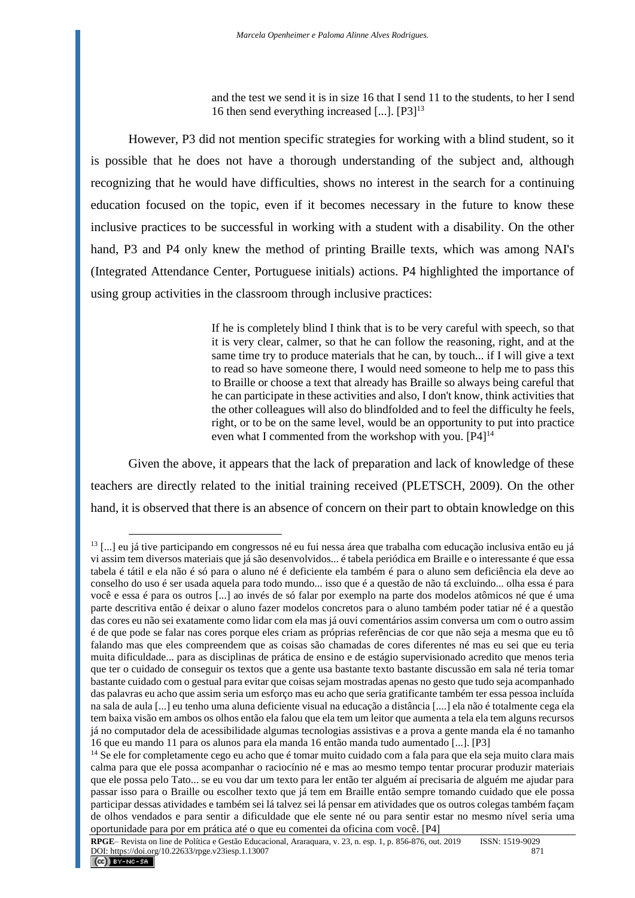> and the test we send it is in size 16 that I send 11 to the students, to her I send 16 then send everything increased [...]. [P3][13]

However, P3 did not mention specific strategies for working with a blind student, so it is possible that he does not have a thorough understanding of the subject and, although recognizing that he would have difficulties, shows no interest in the search for a continuing education focused on the topic, even if it becomes necessary in the future to know these inclusive practices to be successful in working with a student with a disability. On the other hand, P3 and P4 only knew the method of printing Braille texts, which was among NAI's (Integrated Attendance Center, Portuguese initials) actions. P4 highlighted the importance of using group activities in the classroom through inclusive practices:

> If he is completely blind I think that is to be very careful with speech, so that it is very clear, calmer, so that he can follow the reasoning, right, and at the same time try to produce materials that he can, by touch... if I will give a text to read so have someone there, I would need someone to help me to pass this to Braille or choose a text that already has Braille so always being careful that he can participate in these activities and also, I don't know, think activities that the other colleagues will also do blindfolded and to feel the difficulty he feels, right, or to be on the same level, would be an opportunity to put into practice even what I commented from the workshop with you. [P4][14]

Given the above, it appears that the lack of preparation and lack of knowledge of these teachers are directly related to the initial training received (PLETSCH, 2009). On the other hand, it is observed that there is an absence of concern on their part to obtain knowledge on this

---

[13] [...] eu já tive participando em congressos né eu fui nessa área que trabalha com educação inclusiva então eu já vi assim tem diversos materiais que já são desenvolvidos... é tabela periódica em Braille e o interessante é que essa tabela é tátil e ela não é só para o aluno né é deficiente ela também é para o aluno sem deficiência ela deve ao conselho do uso é ser usada aquela para todo mundo... isso que é a questão de não tá excluindo... olha essa é para você e essa é para os outros [...] ao invés de só falar por exemplo na parte dos modelos atômicos né que é uma parte descritiva então é deixar o aluno fazer modelos concretos para o aluno também poder tatiar né é a questão das cores eu não sei exatamente como lidar com ela mas já ouvi comentários assim conversa um com o outro assim é de que pode se falar nas cores porque eles criam as próprias referências de cor que não seja a mesma que eu tô falando mas que eles compreendem que as coisas são chamadas de cores diferentes né mas eu sei que eu teria muita dificuldade... para as disciplinas de prática de ensino e de estágio supervisionado acredito que menos teria que ter o cuidado de conseguir os textos que a gente usa bastante texto bastante discussão em sala né teria tomar bastante cuidado com o gestual para evitar que coisas sejam mostradas apenas no gesto que tudo seja acompanhado das palavras eu acho que assim seria um esforço mas eu acho que seria gratificante também ter essa pessoa incluída na sala de aula [...] eu tenho uma aluna deficiente visual na educação a distância [....] ela não é totalmente cega ela tem baixa visão em ambos os olhos então ela falou que ela tem um leitor que aumenta a tela ela tem alguns recursos já no computador dela de acessibilidade algumas tecnologias assistivas e a prova a gente manda ela é no tamanho 16 que eu mando 11 para os alunos para ela manda 16 então manda tudo aumentado [...]. [P3]

[14] Se ele for completamente cego eu acho que é tomar muito cuidado com a fala para que ela seja muito clara mais calma para que ele possa acompanhar o raciocínio né e mas ao mesmo tempo tentar procurar produzir materiais que ele possa pelo Tato... se eu vou dar um texto para ler então ter alguém aí precisaria de alguém me ajudar para passar isso para o Braille ou escolher texto que já tem em Braille então sempre tomando cuidado que ele possa participar dessas atividades e também sei lá talvez sei lá pensar em atividades que os outros colegas também façam de olhos vendados e para sentir a dificuldade que ele sente né ou para sentir estar no mesmo nível seria uma oportunidade para por em prática até o que eu comentei da oficina com você. [P4]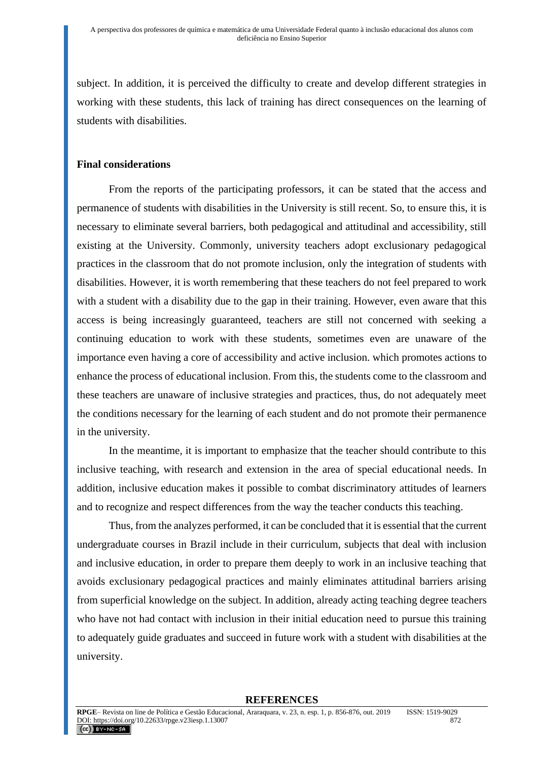subject. In addition, it is perceived the difficulty to create and develop different strategies in working with these students, this lack of training has direct consequences on the learning of students with disabilities.

## Final considerations

From the reports of the participating professors, it can be stated that the access and permanence of students with disabilities in the University is still recent. So, to ensure this, it is necessary to eliminate several barriers, both pedagogical and attitudinal and accessibility, still existing at the University. Commonly, university teachers adopt exclusionary pedagogical practices in the classroom that do not promote inclusion, only the integration of students with disabilities. However, it is worth remembering that these teachers do not feel prepared to work with a student with a disability due to the gap in their training. However, even aware that this access is being increasingly guaranteed, teachers are still not concerned with seeking a continuing education to work with these students, sometimes even are unaware of the importance even having a core of accessibility and active inclusion. which promotes actions to enhance the process of educational inclusion. From this, the students come to the classroom and these teachers are unaware of inclusive strategies and practices, thus, do not adequately meet the conditions necessary for the learning of each student and do not promote their permanence in the university.

In the meantime, it is important to emphasize that the teacher should contribute to this inclusive teaching, with research and extension in the area of special educational needs. In addition, inclusive education makes it possible to combat discriminatory attitudes of learners and to recognize and respect differences from the way the teacher conducts this teaching.

Thus, from the analyzes performed, it can be concluded that it is essential that the current undergraduate courses in Brazil include in their curriculum, subjects that deal with inclusion and inclusive education, in order to prepare them deeply to work in an inclusive teaching that avoids exclusionary pedagogical practices and mainly eliminates attitudinal barriers arising from superficial knowledge on the subject. In addition, already acting teaching degree teachers who have not had contact with inclusion in their initial education need to pursue this training to adequately guide graduates and succeed in future work with a student with disabilities at the university.

## REFERENCES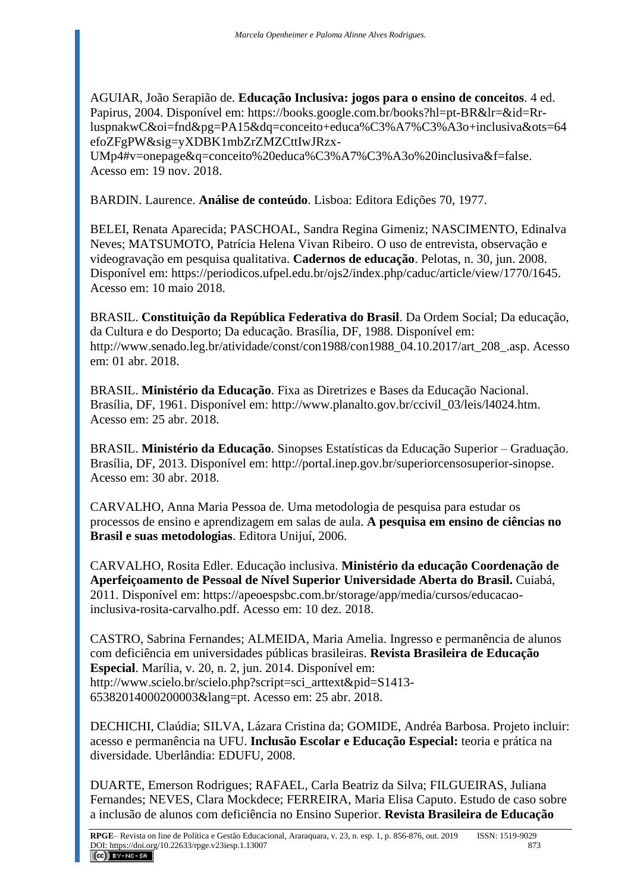AGUIAR, João Serapião de. **Educação Inclusiva: jogos para o ensino de conceitos**. 4 ed. Papirus, 2004. Disponível em: https://books.google.com.br/books?hl=pt-BR&lr=&id=Rr-luspnakwC&oi=fnd&pg=PA15&dq=conceito+educa%C3%A7%C3%A3o+inclusiva&ots=64efoZFgPW&sig=yXDBK1mbZrZMZCttIwJRzx-UMp4#v=onepage&q=conceito%20educa%C3%A7%C3%A3o%20inclusiva&f=false. Acesso em: 19 nov. 2018.

BARDIN. Laurence. **Análise de conteúdo**. Lisboa: Editora Edições 70, 1977.

BELEI, Renata Aparecida; PASCHOAL, Sandra Regina Gimeniz; NASCIMENTO, Edinalva Neves; MATSUMOTO, Patrícia Helena Vivan Ribeiro. O uso de entrevista, observação e videogravação em pesquisa qualitativa. **Cadernos de educação**. Pelotas, n. 30, jun. 2008. Disponível em: https://periodicos.ufpel.edu.br/ojs2/index.php/caduc/article/view/1770/1645. Acesso em: 10 maio 2018.

BRASIL. **Constituição da República Federativa do Brasil**. Da Ordem Social; Da educação, da Cultura e do Desporto; Da educação. Brasília, DF, 1988. Disponível em: http://www.senado.leg.br/atividade/const/con1988/con1988_04.10.2017/art_208_.asp. Acesso em: 01 abr. 2018.

BRASIL. **Ministério da Educação**. Fixa as Diretrizes e Bases da Educação Nacional. Brasília, DF, 1961. Disponível em: http://www.planalto.gov.br/ccivil_03/leis/l4024.htm. Acesso em: 25 abr. 2018.

BRASIL. **Ministério da Educação**. Sinopses Estatísticas da Educação Superior – Graduação. Brasília, DF, 2013. Disponível em: http://portal.inep.gov.br/superiorcensosuperior-sinopse. Acesso em: 30 abr. 2018.

CARVALHO, Anna Maria Pessoa de. Uma metodologia de pesquisa para estudar os processos de ensino e aprendizagem em salas de aula. **A pesquisa em ensino de ciências no Brasil e suas metodologias**. Editora Unijuí, 2006.

CARVALHO, Rosita Edler. Educação inclusiva. **Ministério da educação Coordenação de Aperfeiçoamento de Pessoal de Nível Superior Universidade Aberta do Brasil.** Cuiabá, 2011. Disponível em: https://apeoespsbc.com.br/storage/app/media/cursos/educacao-inclusiva-rosita-carvalho.pdf. Acesso em: 10 dez. 2018.

CASTRO, Sabrina Fernandes; ALMEIDA, Maria Amelia. Ingresso e permanência de alunos com deficiência em universidades públicas brasileiras. **Revista Brasileira de Educação Especial**. Marília, v. 20, n. 2, jun. 2014. Disponível em: http://www.scielo.br/scielo.php?script=sci_arttext&pid=S1413-65382014000200003&lang=pt. Acesso em: 25 abr. 2018.

DECHICHI, Claúdia; SILVA, Lázara Cristina da; GOMIDE, Andréa Barbosa. Projeto incluir: acesso e permanência na UFU. **Inclusão Escolar e Educação Especial:** teoria e prática na diversidade. Uberlândia: EDUFU, 2008.

DUARTE, Emerson Rodrigues; RAFAEL, Carla Beatriz da Silva; FILGUEIRAS, Juliana Fernandes; NEVES, Clara Mockdece; FERREIRA, Maria Elisa Caputo. Estudo de caso sobre a inclusão de alunos com deficiência no Ensino Superior. **Revista Brasileira de Educação**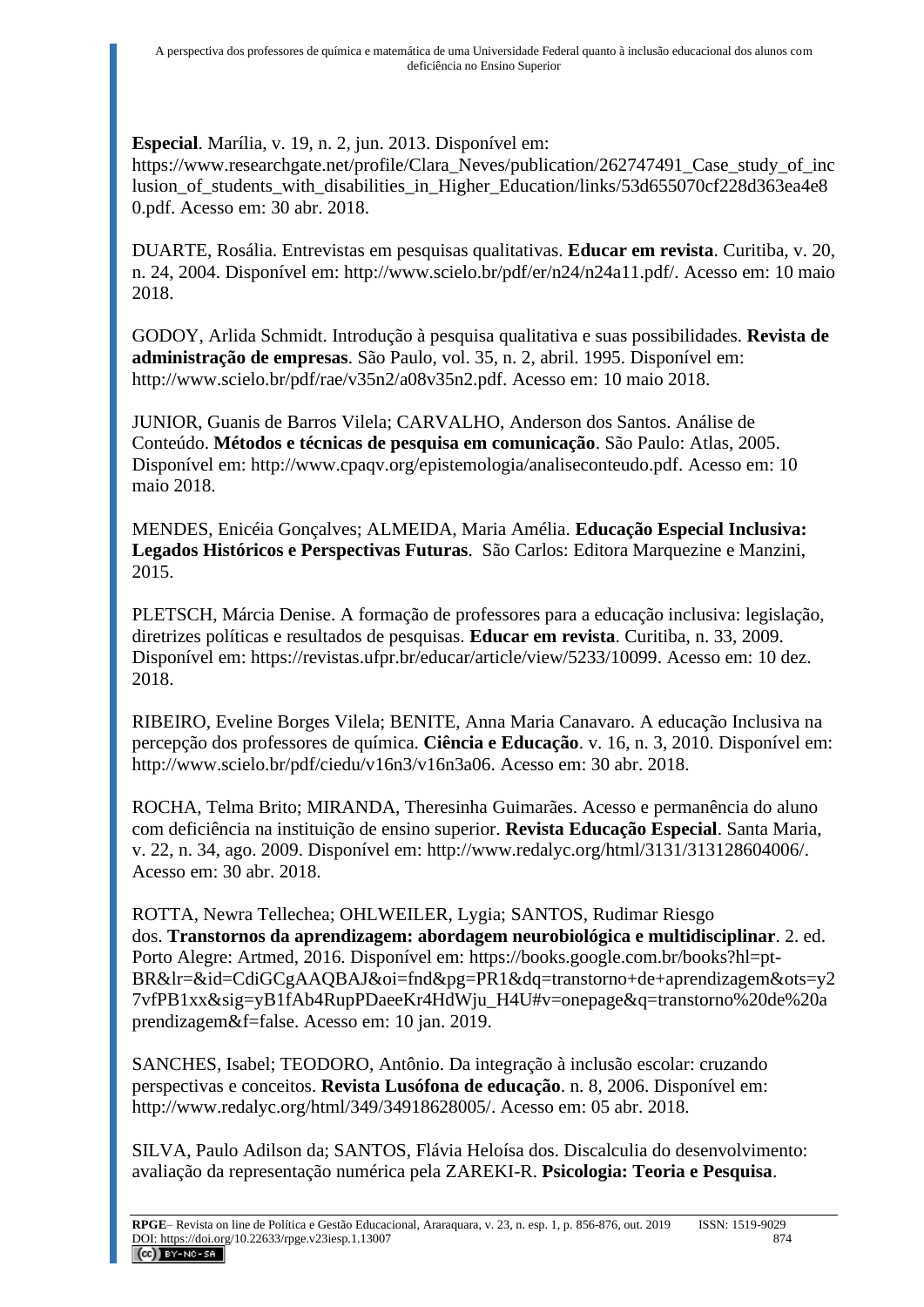**Especial**. Marília, v. 19, n. 2, jun. 2013. Disponível em: https://www.researchgate.net/profile/Clara_Neves/publication/262747491_Case_study_of_inclusion_of_students_with_disabilities_in_Higher_Education/links/53d655070cf228d363ea4e80.pdf. Acesso em: 30 abr. 2018.

DUARTE, Rosália. Entrevistas em pesquisas qualitativas. **Educar em revista**. Curitiba, v. 20, n. 24, 2004. Disponível em: http://www.scielo.br/pdf/er/n24/n24a11.pdf/. Acesso em: 10 maio 2018.

GODOY, Arlida Schmidt. Introdução à pesquisa qualitativa e suas possibilidades. **Revista de administração de empresas**. São Paulo, vol. 35, n. 2, abril. 1995. Disponível em: http://www.scielo.br/pdf/rae/v35n2/a08v35n2.pdf. Acesso em: 10 maio 2018.

JUNIOR, Guanis de Barros Vilela; CARVALHO, Anderson dos Santos. Análise de Conteúdo. **Métodos e técnicas de pesquisa em comunicação**. São Paulo: Atlas, 2005. Disponível em: http://www.cpaqv.org/epistemologia/analiseconteudo.pdf. Acesso em: 10 maio 2018.

MENDES, Enicéia Gonçalves; ALMEIDA, Maria Amélia. **Educação Especial Inclusiva: Legados Históricos e Perspectivas Futuras**. São Carlos: Editora Marquezine e Manzini, 2015.

PLETSCH, Márcia Denise. A formação de professores para a educação inclusiva: legislação, diretrizes políticas e resultados de pesquisas. **Educar em revista**. Curitiba, n. 33, 2009. Disponível em: https://revistas.ufpr.br/educar/article/view/5233/10099. Acesso em: 10 dez. 2018.

RIBEIRO, Eveline Borges Vilela; BENITE, Anna Maria Canavaro. A educação Inclusiva na percepção dos professores de química. **Ciência e Educação**. v. 16, n. 3, 2010. Disponível em: http://www.scielo.br/pdf/ciedu/v16n3/v16n3a06. Acesso em: 30 abr. 2018.

ROCHA, Telma Brito; MIRANDA, Theresinha Guimarães. Acesso e permanência do aluno com deficiência na instituição de ensino superior. **Revista Educação Especial**. Santa Maria, v. 22, n. 34, ago. 2009. Disponível em: http://www.redalyc.org/html/3131/313128604006/. Acesso em: 30 abr. 2018.

ROTTA, Newra Tellechea; OHLWEILER, Lygia; SANTOS, Rudimar Riesgo dos. **Transtornos da aprendizagem: abordagem neurobiológica e multidisciplinar**. 2. ed. Porto Alegre: Artmed, 2016. Disponível em: https://books.google.com.br/books?hl=pt-BR&lr=&id=CdiGCgAAQBAJ&oi=fnd&pg=PR1&dq=transtorno+de+aprendizagem&ots=y27vfPB1xx&sig=yB1fAb4RupPDaeeKr4HdWju_H4U#v=onepage&q=transtorno%20de%20aprendizagem&f=false. Acesso em: 10 jan. 2019.

SANCHES, Isabel; TEODORO, Antônio. Da integração à inclusão escolar: cruzando perspectivas e conceitos. **Revista Lusófona de educação**. n. 8, 2006. Disponível em: http://www.redalyc.org/html/349/34918628005/. Acesso em: 05 abr. 2018.

SILVA, Paulo Adilson da; SANTOS, Flávia Heloísa dos. Discalculia do desenvolvimento: avaliação da representação numérica pela ZAREKI-R. **Psicologia: Teoria e Pesquisa**.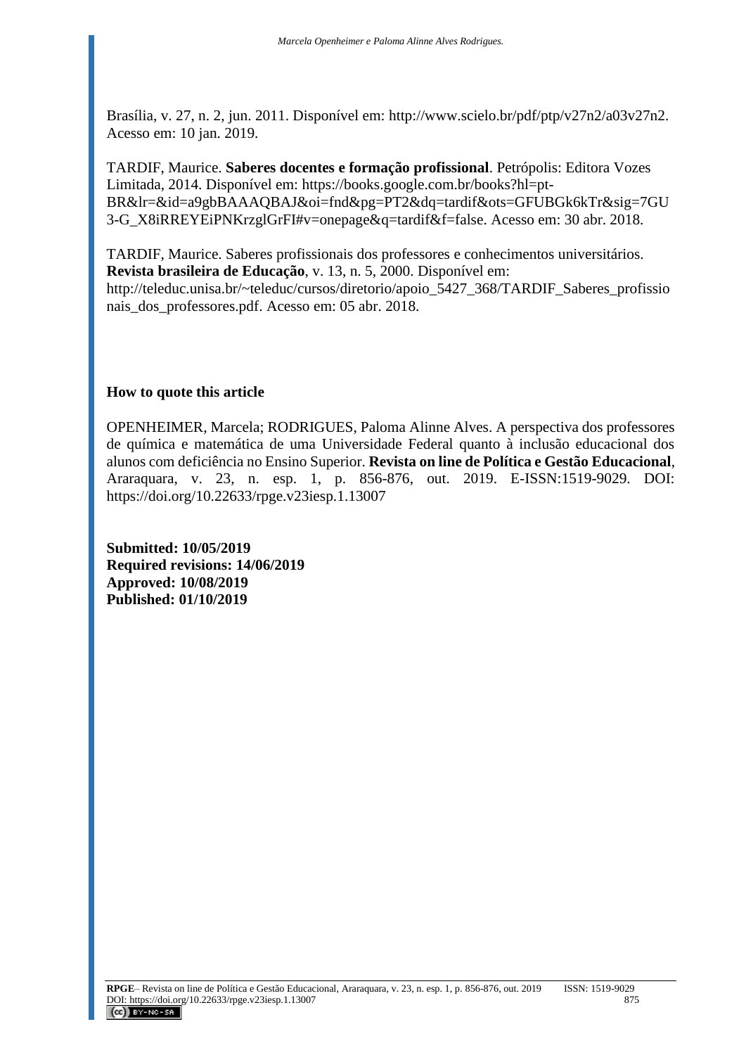Brasília, v. 27, n. 2, jun. 2011. Disponível em: http://www.scielo.br/pdf/ptp/v27n2/a03v27n2. Acesso em: 10 jan. 2019.

TARDIF, Maurice. **Saberes docentes e formação profissional**. Petrópolis: Editora Vozes Limitada, 2014. Disponível em: https://books.google.com.br/books?hl=pt-BR&lr=&id=a9gbBAAAQBAJ&oi=fnd&pg=PT2&dq=tardif&ots=GFUBGk6kTr&sig=7GU3-G_X8iRREYEiPNKrzglGrFI#v=onepage&q=tardif&f=false. Acesso em: 30 abr. 2018.

TARDIF, Maurice. Saberes profissionais dos professores e conhecimentos universitários. **Revista brasileira de Educação**, v. 13, n. 5, 2000. Disponível em: http://teleduc.unisa.br/~teleduc/cursos/diretorio/apoio_5427_368/TARDIF_Saberes_profissionais_dos_professores.pdf. Acesso em: 05 abr. 2018.

## How to quote this article

OPENHEIMER, Marcela; RODRIGUES, Paloma Alinne Alves. A perspectiva dos professores de química e matemática de uma Universidade Federal quanto à inclusão educacional dos alunos com deficiência no Ensino Superior. **Revista on line de Política e Gestão Educacional**, Araraquara, v. 23, n. esp. 1, p. 856-876, out. 2019. E-ISSN:1519-9029. DOI: https://doi.org/10.22633/rpge.v23iesp.1.13007

**Submitted: 10/05/2019**
**Required revisions: 14/06/2019**
**Approved: 10/08/2019**
**Published: 01/10/2019**